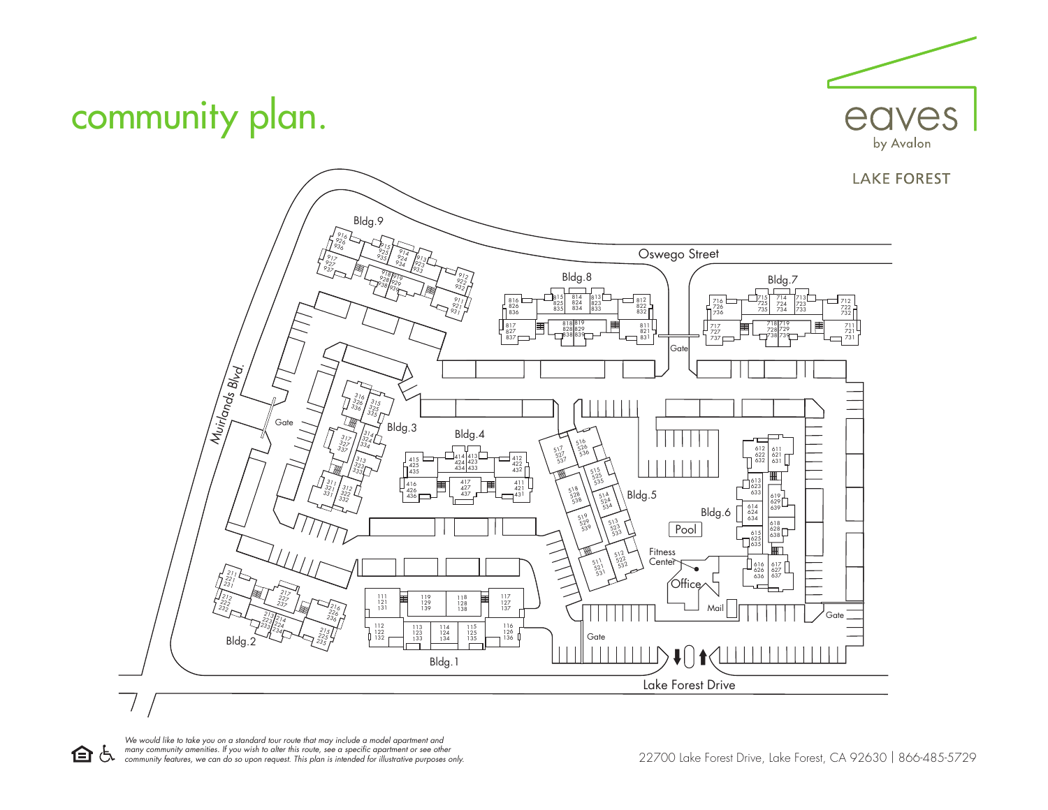# community plan.

eaves by Avalon

LAKE FOREST

Oswego Street

Muirlands Blvd.

Lake Forest Drive

Bldg. 1

| 111 121 131 | 119 129 139 | 118 128 138 | 117 127 137 |
|---|---|---|---|
| 112 122 132 | 113 123 133 | 114 124 134 | 115 125 135 |

116 126 136

Bldg. 2

211 221 231 · 212 222 232 · 217 227 237 · 213 223 233 · 214 224 234 · 216 226 236 · 215 225 235

Bldg. 3

316 326 336 · 315 325 335 · 317 327 337 · 314 324 334 · 313 323 333 · 311 321 331 · 312 322 332

Bldg. 4

415 425 435 · 414 424 434 · 413 423 433 · 412 422 432 · 416 426 436 · 417 427 437 · 411 421 431

Bldg. 5

517 527 537 · 516 526 536 · 515 525 535 · 518 528 538 · 514 524 534 · 519 529 539 · 513 523 533 · 511 521 531 · 512 522 532

Bldg. 6

612 622 632 · 611 621 631 · 613 623 633 · 619 629 639 · 614 624 634 · 618 628 638 · 615 625 635 · 616 626 636 · 617 627 637

Bldg. 7

716 726 736 · 715 725 735 · 714 724 734 · 713 723 733 · 712 722 732 · 717 727 737 · 718 728 738 · 719 729 739 · 711 721 731

Bldg. 8

816 826 836 · 815 825 835 · 814 824 834 · 813 823 833 · 812 822 832 · 817 827 837 · 818 828 838 · 819 829 839 · 811 821 831

Bldg. 9

916 926 936 · 915 925 935 · 914 924 934 · 913 923 933 · 917 927 937 · 918 928 938 · 919 929 939 · 912 922 932 · 911 921 931

Pool

Fitness Center

Office

Mail

Gate

*We would like to take you on a standard tour route that may include a model apartment and many community amenities. If you wish to alter this route, see a specific apartment or see other community features, we can do so upon request. This plan is intended for illustrative purposes only.*

22700 Lake Forest Drive, Lake Forest, CA 92630 | 866-485-5729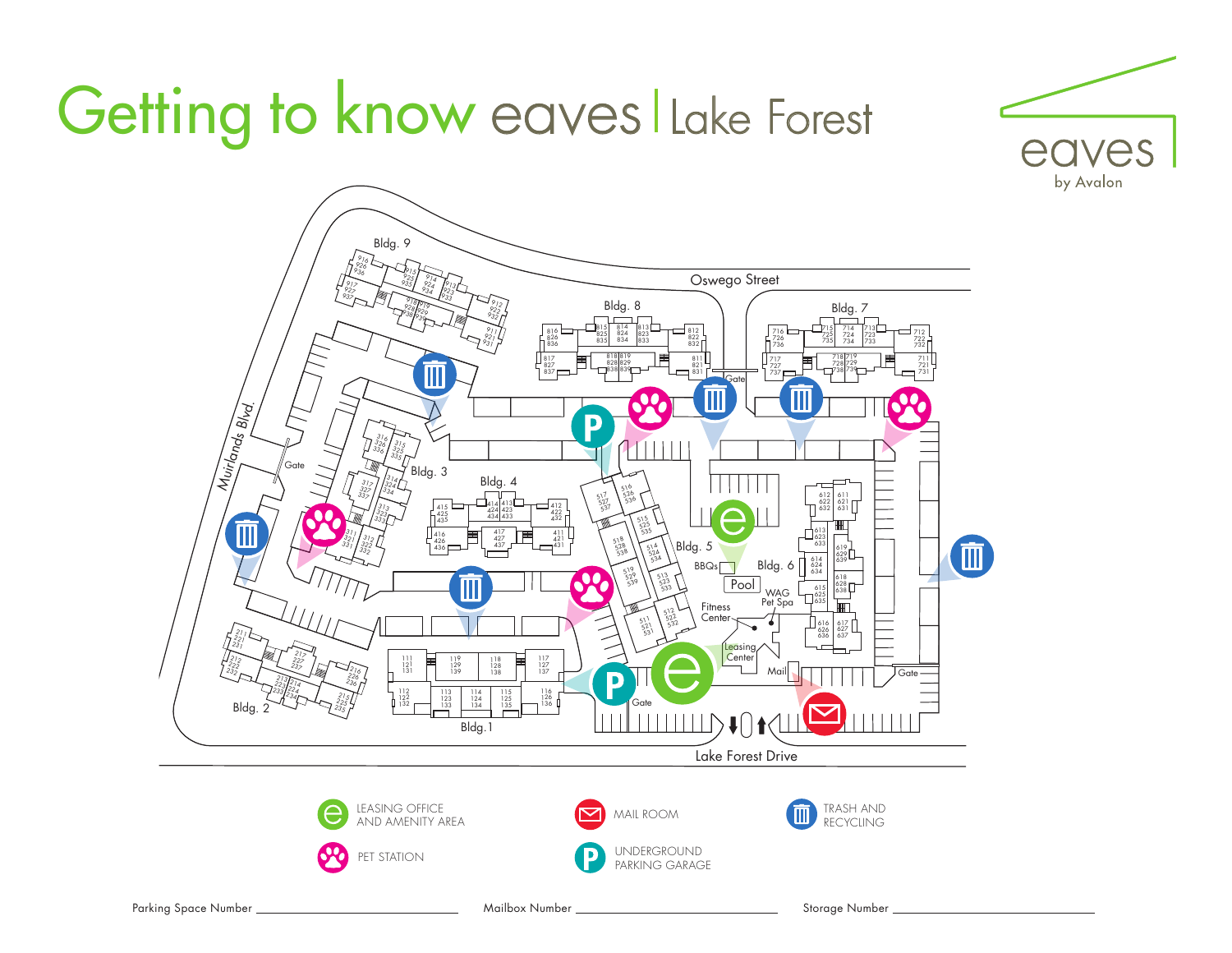# Getting to know eaves | Lake Forest

eaves
by Avalon

Oswego Street
Muirlands Blvd.
Lake Forest Drive

Bldg. 1
Bldg. 2
Bldg. 3
Bldg. 4
Bldg. 5
Bldg. 6
Bldg. 7
Bldg. 8
Bldg. 9

Gate
Pool
BBQs
Fitness Center
Leasing Center
WAG Pet Spa
Mail

LEASING OFFICE AND AMENITY AREA

MAIL ROOM

TRASH AND RECYCLING

PET STATION

UNDERGROUND PARKING GARAGE

Parking Space Number ____________________

Mailbox Number ____________________

Storage Number ____________________